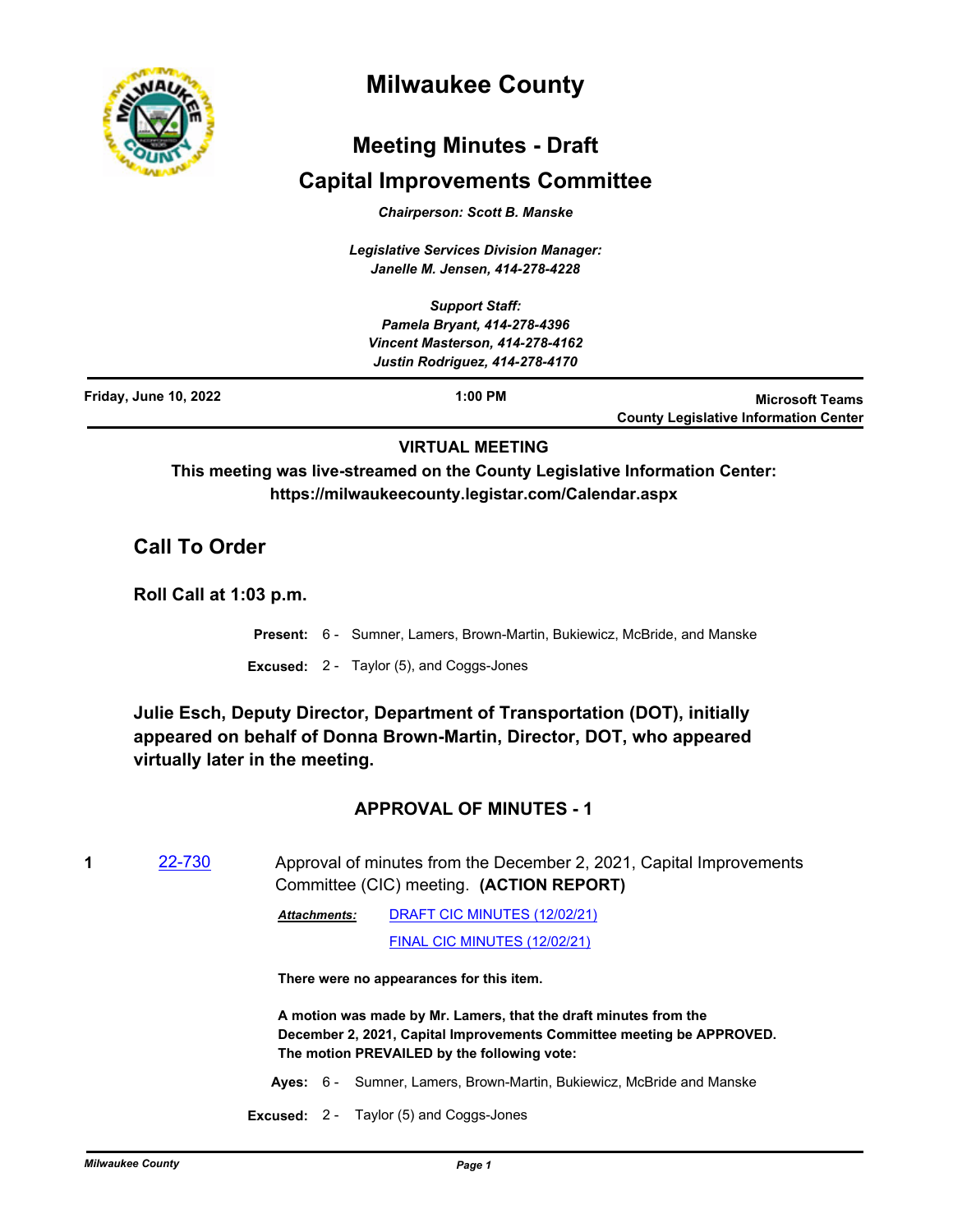# Milwaukee County

## Meeting Minutes - Draft

## Capital Improvements Committee

*Chairperson: Scott B. Manske*

*Legislative Services Division Manager: Janelle M. Jensen, 414-278-4228*

*Support Staff:*
*Pamela Bryant, 414-278-4396*
*Vincent Masterson, 414-278-4162*
*Justin Rodriguez, 414-278-4170*

**Friday, June 10, 2022** | **1:00 PM** | **Microsoft Teams County Legislative Information Center**

**VIRTUAL MEETING**

**This meeting was live-streamed on the County Legislative Information Center: https://milwaukeecounty.legistar.com/Calendar.aspx**

## Call To Order

### Roll Call at 1:03 p.m.

**Present:** 6 - Sumner, Lamers, Brown-Martin, Bukiewicz, McBride, and Manske

**Excused:** 2 - Taylor (5), and Coggs-Jones

**Julie Esch, Deputy Director, Department of Transportation (DOT), initially appeared on behalf of Donna Brown-Martin, Director, DOT, who appeared virtually later in the meeting.**

### APPROVAL OF MINUTES - 1

**1** [22-730](22-730) Approval of minutes from the December 2, 2021, Capital Improvements Committee (CIC) meeting. **(ACTION REPORT)**

***Attachments:*** [DRAFT CIC MINUTES (12/02/21)](DRAFT CIC MINUTES (12/02/21))
[FINAL CIC MINUTES (12/02/21)](FINAL CIC MINUTES (12/02/21))

**There were no appearances for this item.**

**A motion was made by Mr. Lamers, that the draft minutes from the December 2, 2021, Capital Improvements Committee meeting be APPROVED. The motion PREVAILED by the following vote:**

**Ayes:** 6 - Sumner, Lamers, Brown-Martin, Bukiewicz, McBride and Manske

**Excused:** 2 - Taylor (5) and Coggs-Jones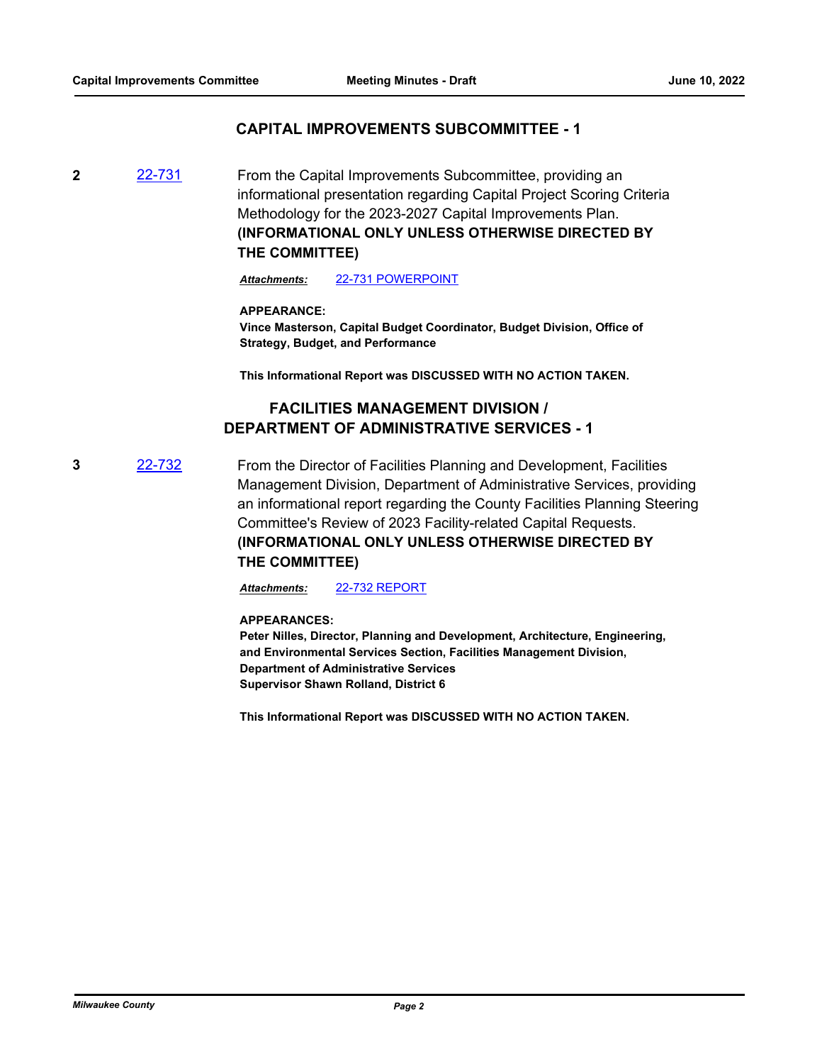## CAPITAL IMPROVEMENTS SUBCOMMITTEE - 1

**2** 22-731

From the Capital Improvements Subcommittee, providing an informational presentation regarding Capital Project Scoring Criteria Methodology for the 2023-2027 Capital Improvements Plan.
**(INFORMATIONAL ONLY UNLESS OTHERWISE DIRECTED BY THE COMMITTEE)**

***Attachments:*** 22-731 POWERPOINT

**APPEARANCE:**
**Vince Masterson, Capital Budget Coordinator, Budget Division, Office of Strategy, Budget, and Performance**

**This Informational Report was DISCUSSED WITH NO ACTION TAKEN.**

## FACILITIES MANAGEMENT DIVISION / DEPARTMENT OF ADMINISTRATIVE SERVICES - 1

**3** 22-732

From the Director of Facilities Planning and Development, Facilities Management Division, Department of Administrative Services, providing an informational report regarding the County Facilities Planning Steering Committee's Review of 2023 Facility-related Capital Requests.
**(INFORMATIONAL ONLY UNLESS OTHERWISE DIRECTED BY THE COMMITTEE)**

***Attachments:*** 22-732 REPORT

**APPEARANCES:**
**Peter Nilles, Director, Planning and Development, Architecture, Engineering, and Environmental Services Section, Facilities Management Division, Department of Administrative Services**
**Supervisor Shawn Rolland, District 6**

**This Informational Report was DISCUSSED WITH NO ACTION TAKEN.**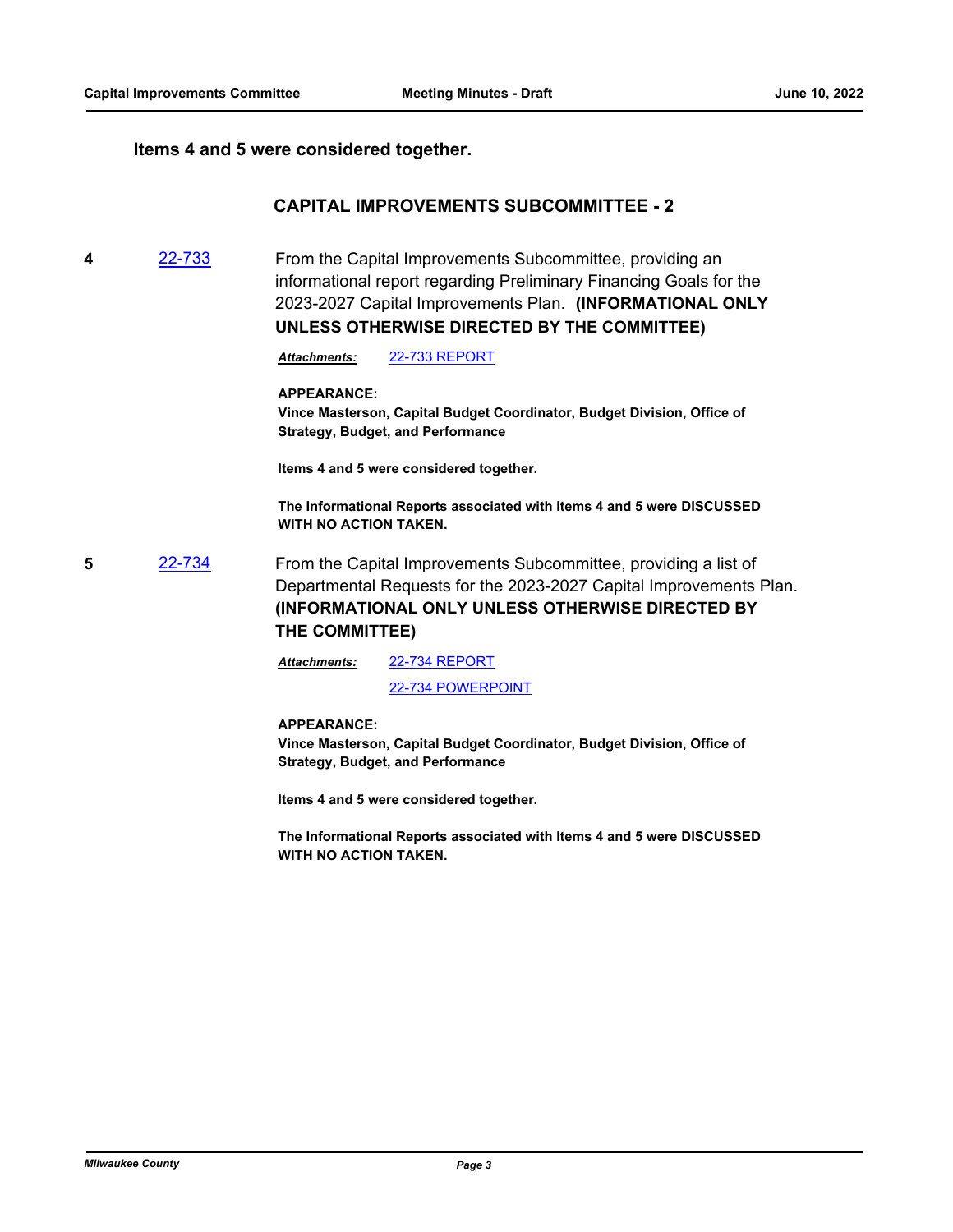**Items 4 and 5 were considered together.**

## CAPITAL IMPROVEMENTS SUBCOMMITTEE - 2

**4** [22-733] From the Capital Improvements Subcommittee, providing an informational report regarding Preliminary Financing Goals for the 2023-2027 Capital Improvements Plan. **(INFORMATIONAL ONLY UNLESS OTHERWISE DIRECTED BY THE COMMITTEE)**

***Attachments:*** 22-733 REPORT

**APPEARANCE:**
**Vince Masterson, Capital Budget Coordinator, Budget Division, Office of Strategy, Budget, and Performance**

**Items 4 and 5 were considered together.**

**The Informational Reports associated with Items 4 and 5 were DISCUSSED WITH NO ACTION TAKEN.**

**5** [22-734] From the Capital Improvements Subcommittee, providing a list of Departmental Requests for the 2023-2027 Capital Improvements Plan. **(INFORMATIONAL ONLY UNLESS OTHERWISE DIRECTED BY THE COMMITTEE)**

***Attachments:*** 22-734 REPORT
22-734 POWERPOINT

**APPEARANCE:**
**Vince Masterson, Capital Budget Coordinator, Budget Division, Office of Strategy, Budget, and Performance**

**Items 4 and 5 were considered together.**

**The Informational Reports associated with Items 4 and 5 were DISCUSSED WITH NO ACTION TAKEN.**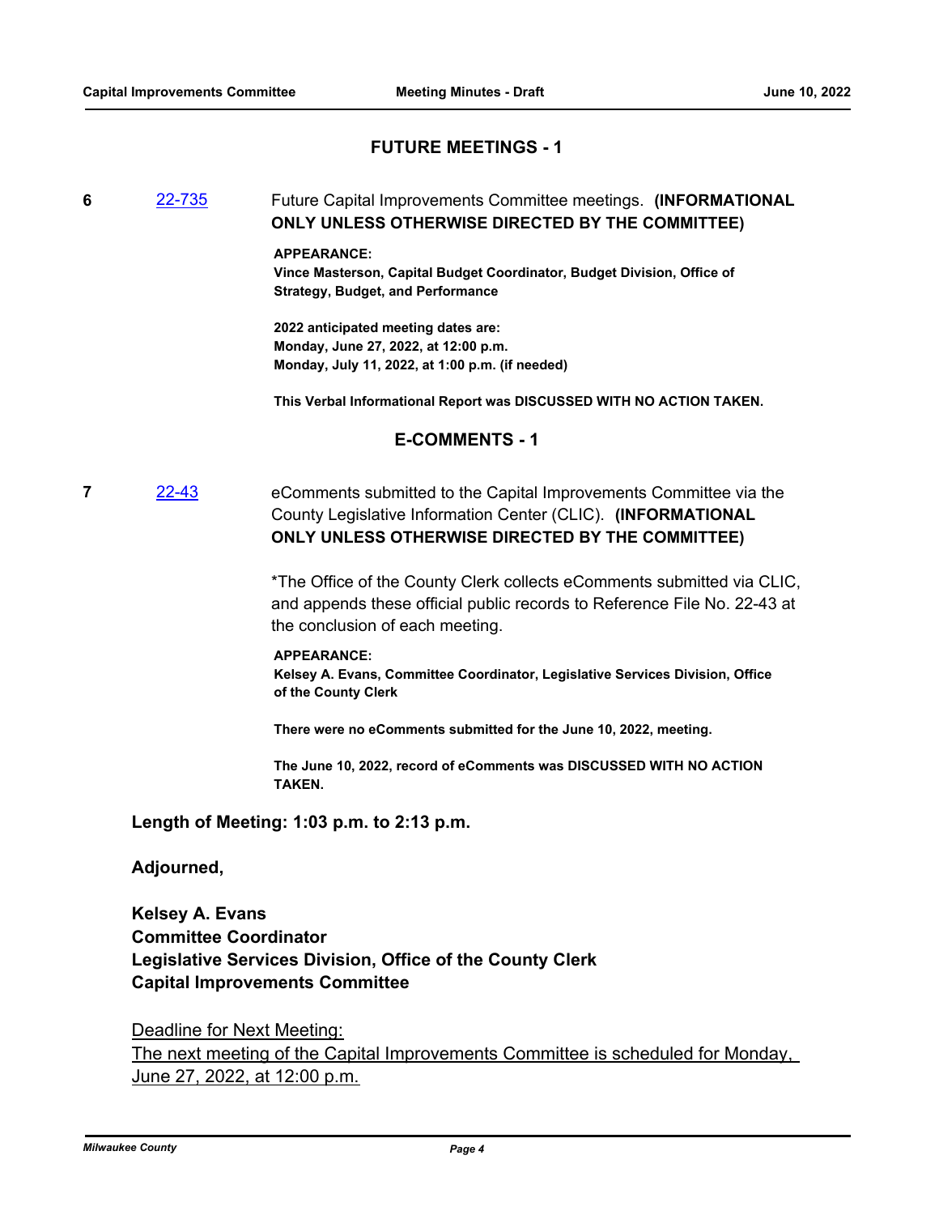## FUTURE MEETINGS - 1

**6** [22-735](22-735) Future Capital Improvements Committee meetings. **(INFORMATIONAL ONLY UNLESS OTHERWISE DIRECTED BY THE COMMITTEE)**

**APPEARANCE:**
**Vince Masterson, Capital Budget Coordinator, Budget Division, Office of Strategy, Budget, and Performance**

**2022 anticipated meeting dates are:**
**Monday, June 27, 2022, at 12:00 p.m.**
**Monday, July 11, 2022, at 1:00 p.m. (if needed)**

**This Verbal Informational Report was DISCUSSED WITH NO ACTION TAKEN.**

## E-COMMENTS - 1

**7** [22-43](22-43) eComments submitted to the Capital Improvements Committee via the County Legislative Information Center (CLIC). **(INFORMATIONAL ONLY UNLESS OTHERWISE DIRECTED BY THE COMMITTEE)**

*The Office of the County Clerk collects eComments submitted via CLIC, and appends these official public records to Reference File No. 22-43 at the conclusion of each meeting.

**APPEARANCE:**
**Kelsey A. Evans, Committee Coordinator, Legislative Services Division, Office of the County Clerk**

**There were no eComments submitted for the June 10, 2022, meeting.**

**The June 10, 2022, record of eComments was DISCUSSED WITH NO ACTION TAKEN.**

**Length of Meeting: 1:03 p.m. to 2:13 p.m.**

**Adjourned,**

**Kelsey A. Evans**
**Committee Coordinator**
**Legislative Services Division, Office of the County Clerk**
**Capital Improvements Committee**

<u>Deadline for Next Meeting:</u>
<u>The next meeting of the Capital Improvements Committee is scheduled for Monday, June 27, 2022, at 12:00 p.m.</u>